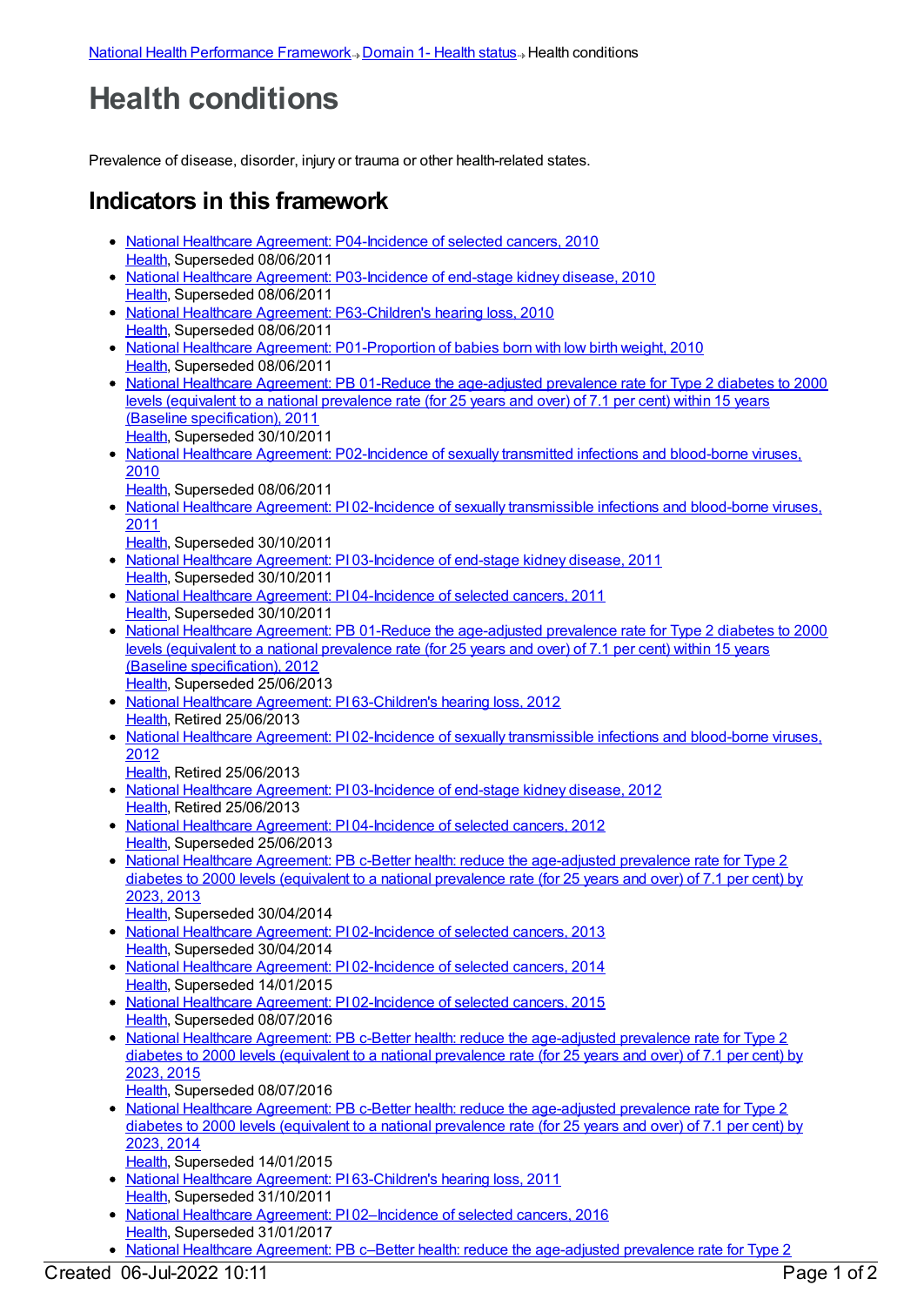[National Health Performance Framework](#) ⇒ [Domain 1- Health status](#) ⇒ Health conditions

# Health conditions

Prevalence of disease, disorder, injury or trauma or other health-related states.

## Indicators in this framework

- [National Healthcare Agreement: P04-Incidence of selected cancers, 2010](#)
  [Health](#), Superseded 08/06/2011
- [National Healthcare Agreement: P03-Incidence of end-stage kidney disease, 2010](#)
  [Health](#), Superseded 08/06/2011
- [National Healthcare Agreement: P63-Children's hearing loss, 2010](#)
  [Health](#), Superseded 08/06/2011
- [National Healthcare Agreement: P01-Proportion of babies born with low birth weight, 2010](#)
  [Health](#), Superseded 08/06/2011
- [National Healthcare Agreement: PB 01-Reduce the age-adjusted prevalence rate for Type 2 diabetes to 2000 levels (equivalent to a national prevalence rate (for 25 years and over) of 7.1 per cent) within 15 years (Baseline specification), 2011](#)
  [Health](#), Superseded 30/10/2011
- [National Healthcare Agreement: P02-Incidence of sexually transmitted infections and blood-borne viruses, 2010](#)
  [Health](#), Superseded 08/06/2011
- [National Healthcare Agreement: PI 02-Incidence of sexually transmissible infections and blood-borne viruses, 2011](#)
  [Health](#), Superseded 30/10/2011
- [National Healthcare Agreement: PI 03-Incidence of end-stage kidney disease, 2011](#)
  [Health](#), Superseded 30/10/2011
- [National Healthcare Agreement: PI 04-Incidence of selected cancers, 2011](#)
  [Health](#), Superseded 30/10/2011
- [National Healthcare Agreement: PB 01-Reduce the age-adjusted prevalence rate for Type 2 diabetes to 2000 levels (equivalent to a national prevalence rate (for 25 years and over) of 7.1 per cent) within 15 years (Baseline specification), 2012](#)
  [Health](#), Superseded 25/06/2013
- [National Healthcare Agreement: PI 63-Children's hearing loss, 2012](#)
  [Health](#), Retired 25/06/2013
- [National Healthcare Agreement: PI 02-Incidence of sexually transmissible infections and blood-borne viruses, 2012](#)
  [Health](#), Retired 25/06/2013
- [National Healthcare Agreement: PI 03-Incidence of end-stage kidney disease, 2012](#)
  [Health](#), Retired 25/06/2013
- [National Healthcare Agreement: PI 04-Incidence of selected cancers, 2012](#)
  [Health](#), Superseded 25/06/2013
- [National Healthcare Agreement: PB c-Better health: reduce the age-adjusted prevalence rate for Type 2 diabetes to 2000 levels (equivalent to a national prevalence rate (for 25 years and over) of 7.1 per cent) by 2023, 2013](#)
  [Health](#), Superseded 30/04/2014
- [National Healthcare Agreement: PI 02-Incidence of selected cancers, 2013](#)
  [Health](#), Superseded 30/04/2014
- [National Healthcare Agreement: PI 02-Incidence of selected cancers, 2014](#)
  [Health](#), Superseded 14/01/2015
- [National Healthcare Agreement: PI 02-Incidence of selected cancers, 2015](#)
  [Health](#), Superseded 08/07/2016
- [National Healthcare Agreement: PB c-Better health: reduce the age-adjusted prevalence rate for Type 2 diabetes to 2000 levels (equivalent to a national prevalence rate (for 25 years and over) of 7.1 per cent) by 2023, 2015](#)
  [Health](#), Superseded 08/07/2016
- [National Healthcare Agreement: PB c-Better health: reduce the age-adjusted prevalence rate for Type 2 diabetes to 2000 levels (equivalent to a national prevalence rate (for 25 years and over) of 7.1 per cent) by 2023, 2014](#)
  [Health](#), Superseded 14/01/2015
- [National Healthcare Agreement: PI 63-Children's hearing loss, 2011](#)
  [Health](#), Superseded 31/10/2011
- [National Healthcare Agreement: PI 02–Incidence of selected cancers, 2016](#)
  [Health](#), Superseded 31/01/2017
- [National Healthcare Agreement: PB c–Better health: reduce the age-adjusted prevalence rate for Type 2](#)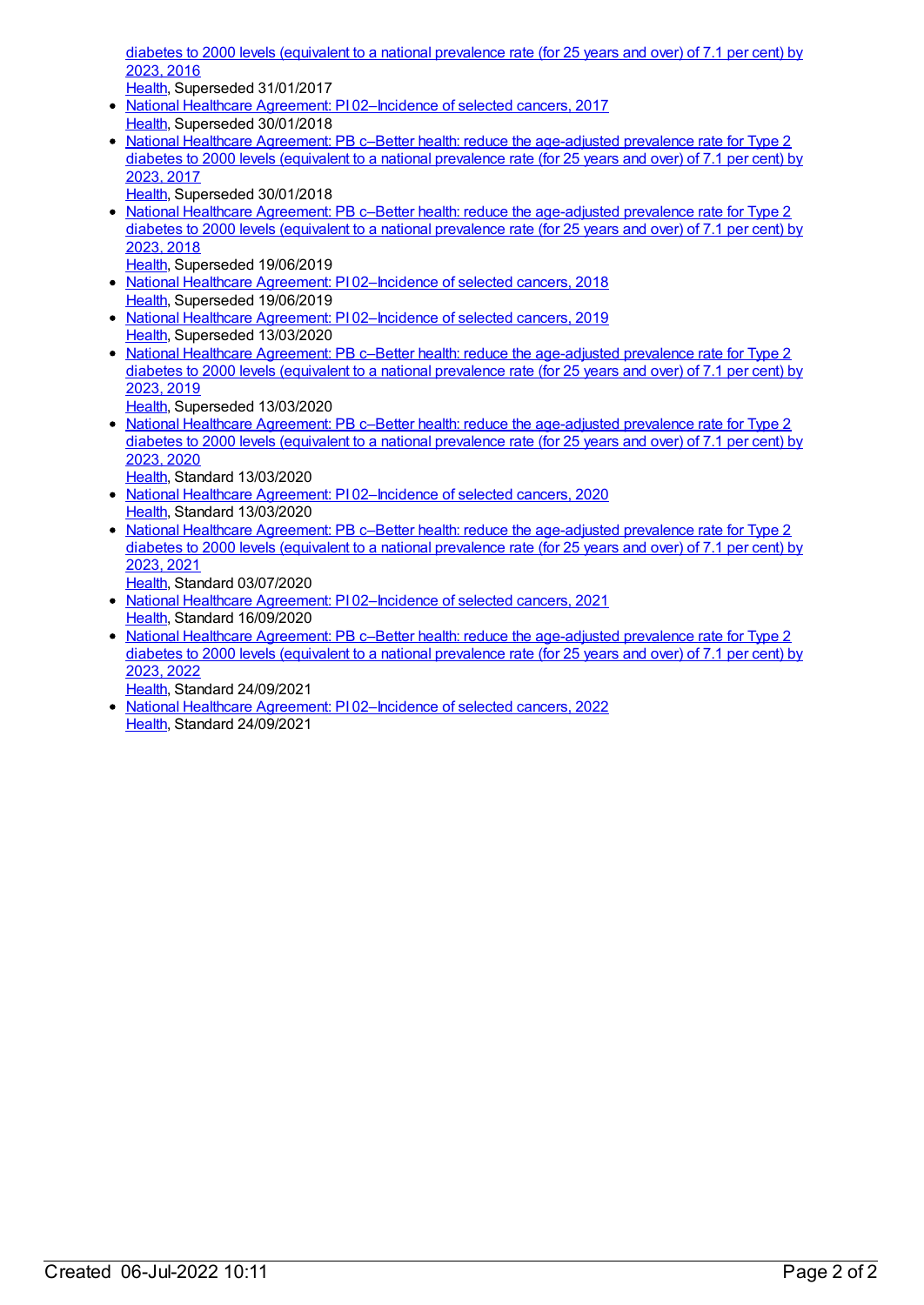diabetes to 2000 levels (equivalent to a national prevalence rate (for 25 years and over) of 7.1 per cent) by 2023, 2016
Health, Superseded 31/01/2017

- National Healthcare Agreement: PI 02–Incidence of selected cancers, 2017
Health, Superseded 30/01/2018
- National Healthcare Agreement: PB c–Better health: reduce the age-adjusted prevalence rate for Type 2 diabetes to 2000 levels (equivalent to a national prevalence rate (for 25 years and over) of 7.1 per cent) by 2023, 2017
Health, Superseded 30/01/2018
- National Healthcare Agreement: PB c–Better health: reduce the age-adjusted prevalence rate for Type 2 diabetes to 2000 levels (equivalent to a national prevalence rate (for 25 years and over) of 7.1 per cent) by 2023, 2018
Health, Superseded 19/06/2019
- National Healthcare Agreement: PI 02–Incidence of selected cancers, 2018
Health, Superseded 19/06/2019
- National Healthcare Agreement: PI 02–Incidence of selected cancers, 2019
Health, Superseded 13/03/2020
- National Healthcare Agreement: PB c–Better health: reduce the age-adjusted prevalence rate for Type 2 diabetes to 2000 levels (equivalent to a national prevalence rate (for 25 years and over) of 7.1 per cent) by 2023, 2019
Health, Superseded 13/03/2020
- National Healthcare Agreement: PB c–Better health: reduce the age-adjusted prevalence rate for Type 2 diabetes to 2000 levels (equivalent to a national prevalence rate (for 25 years and over) of 7.1 per cent) by 2023, 2020
Health, Standard 13/03/2020
- National Healthcare Agreement: PI 02–Incidence of selected cancers, 2020
Health, Standard 13/03/2020
- National Healthcare Agreement: PB c–Better health: reduce the age-adjusted prevalence rate for Type 2 diabetes to 2000 levels (equivalent to a national prevalence rate (for 25 years and over) of 7.1 per cent) by 2023, 2021
Health, Standard 03/07/2020
- National Healthcare Agreement: PI 02–Incidence of selected cancers, 2021
Health, Standard 16/09/2020
- National Healthcare Agreement: PB c–Better health: reduce the age-adjusted prevalence rate for Type 2 diabetes to 2000 levels (equivalent to a national prevalence rate (for 25 years and over) of 7.1 per cent) by 2023, 2022
Health, Standard 24/09/2021
- National Healthcare Agreement: PI 02–Incidence of selected cancers, 2022
Health, Standard 24/09/2021